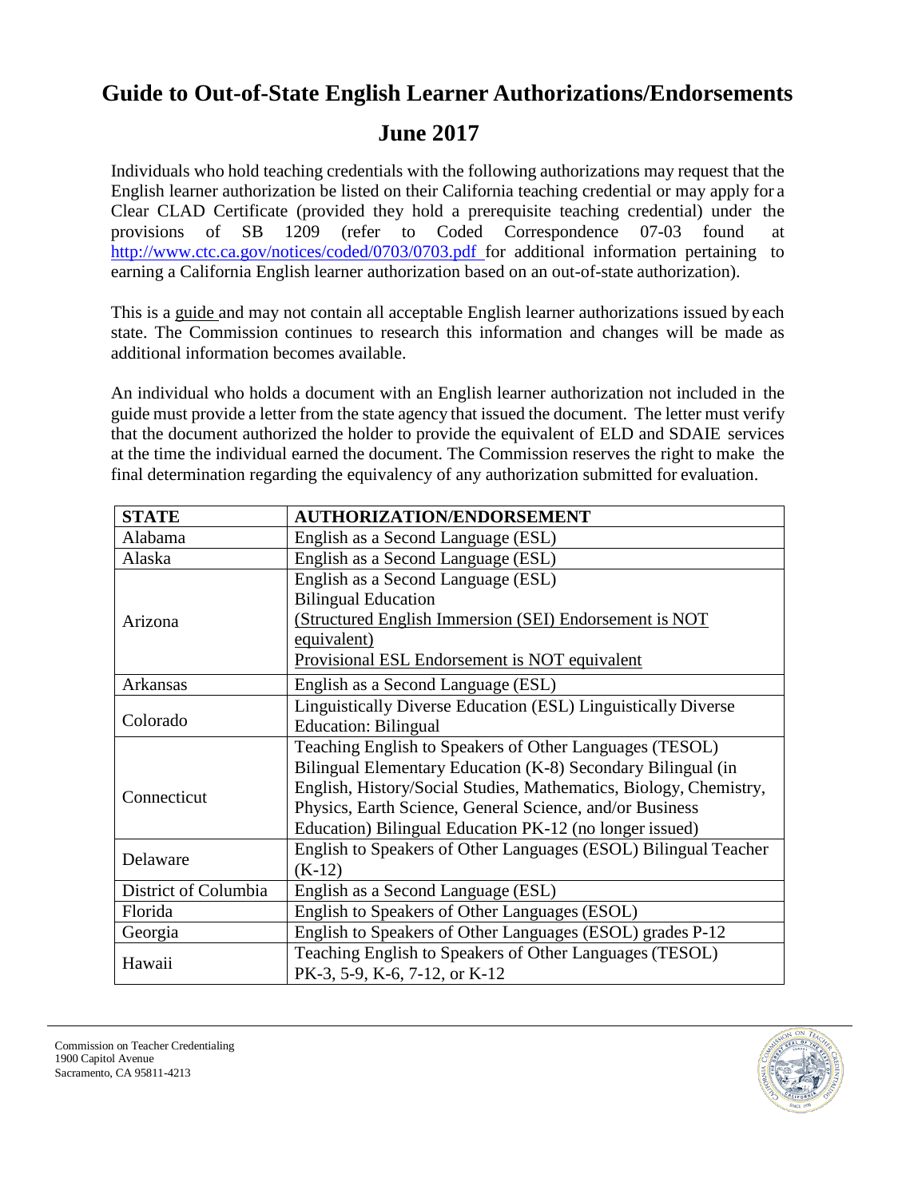# Guide to Out-of-State English Learner Authorizations/Endorsements

## June 2017

Individuals who hold teaching credentials with the following authorizations may request that the English learner authorization be listed on their California teaching credential or may apply for a Clear CLAD Certificate (provided they hold a prerequisite teaching credential) under the provisions of SB 1209 (refer to Coded Correspondence 07-03 found at http://www.ctc.ca.gov/notices/coded/0703/0703.pdf for additional information pertaining to earning a California English learner authorization based on an out-of-state authorization).

This is a guide and may not contain all acceptable English learner authorizations issued by each state. The Commission continues to research this information and changes will be made as additional information becomes available.

An individual who holds a document with an English learner authorization not included in the guide must provide a letter from the state agency that issued the document. The letter must verify that the document authorized the holder to provide the equivalent of ELD and SDAIE services at the time the individual earned the document. The Commission reserves the right to make the final determination regarding the equivalency of any authorization submitted for evaluation.

| STATE | AUTHORIZATION/ENDORSEMENT |
|---|---|
| Alabama | English as a Second Language (ESL) |
| Alaska | English as a Second Language (ESL) |
| Arizona | English as a Second Language (ESL)<br>Bilingual Education<br>(Structured English Immersion (SEI) Endorsement is NOT equivalent)<br>Provisional ESL Endorsement is NOT equivalent |
| Arkansas | English as a Second Language (ESL) |
| Colorado | Linguistically Diverse Education (ESL) Linguistically Diverse Education: Bilingual |
| Connecticut | Teaching English to Speakers of Other Languages (TESOL)<br>Bilingual Elementary Education (K-8) Secondary Bilingual (in English, History/Social Studies, Mathematics, Biology, Chemistry, Physics, Earth Science, General Science, and/or Business Education) Bilingual Education PK-12 (no longer issued) |
| Delaware | English to Speakers of Other Languages (ESOL) Bilingual Teacher (K-12) |
| District of Columbia | English as a Second Language (ESL) |
| Florida | English to Speakers of Other Languages (ESOL) |
| Georgia | English to Speakers of Other Languages (ESOL) grades P-12 |
| Hawaii | Teaching English to Speakers of Other Languages (TESOL) PK-3, 5-9, K-6, 7-12, or K-12 |

Commission on Teacher Credentialing
1900 Capitol Avenue
Sacramento, CA 95811-4213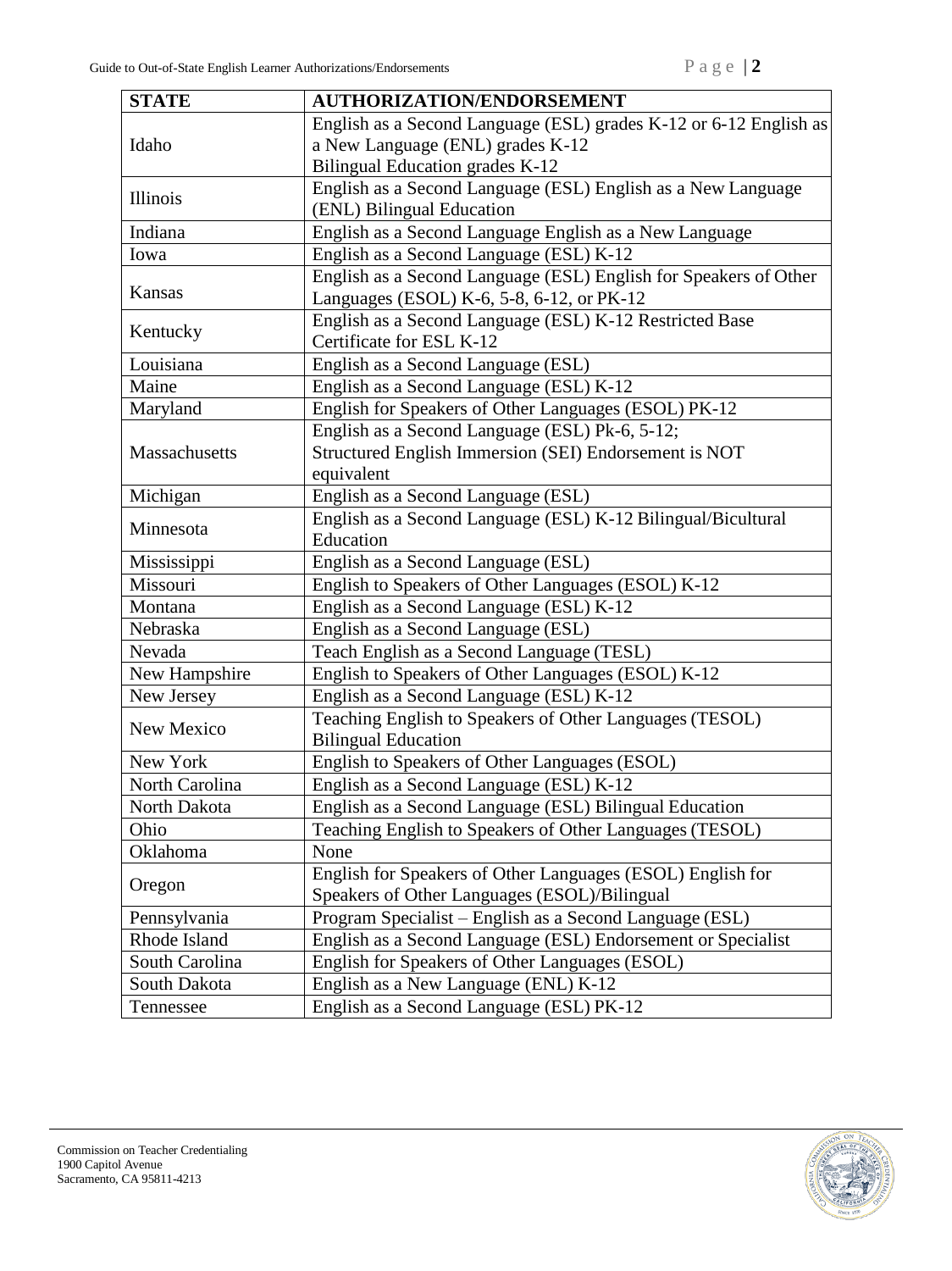| STATE | AUTHORIZATION/ENDORSEMENT |
| --- | --- |
| Idaho | English as a Second Language (ESL) grades K-12 or 6-12 English as a New Language (ENL) grades K-12<br>Bilingual Education grades K-12 |
| Illinois | English as a Second Language (ESL) English as a New Language (ENL) Bilingual Education |
| Indiana | English as a Second Language English as a New Language |
| Iowa | English as a Second Language (ESL) K-12 |
| Kansas | English as a Second Language (ESL) English for Speakers of Other Languages (ESOL) K-6, 5-8, 6-12, or PK-12 |
| Kentucky | English as a Second Language (ESL) K-12 Restricted Base Certificate for ESL K-12 |
| Louisiana | English as a Second Language (ESL) |
| Maine | English as a Second Language (ESL) K-12 |
| Maryland | English for Speakers of Other Languages (ESOL) PK-12 |
| Massachusetts | English as a Second Language (ESL) Pk-6, 5-12;<br>Structured English Immersion (SEI) Endorsement is NOT equivalent |
| Michigan | English as a Second Language (ESL) |
| Minnesota | English as a Second Language (ESL) K-12 Bilingual/Bicultural Education |
| Mississippi | English as a Second Language (ESL) |
| Missouri | English to Speakers of Other Languages (ESOL) K-12 |
| Montana | English as a Second Language (ESL) K-12 |
| Nebraska | English as a Second Language (ESL) |
| Nevada | Teach English as a Second Language (TESL) |
| New Hampshire | English to Speakers of Other Languages (ESOL) K-12 |
| New Jersey | English as a Second Language (ESL) K-12 |
| New Mexico | Teaching English to Speakers of Other Languages (TESOL) Bilingual Education |
| New York | English to Speakers of Other Languages (ESOL) |
| North Carolina | English as a Second Language (ESL) K-12 |
| North Dakota | English as a Second Language (ESL) Bilingual Education |
| Ohio | Teaching English to Speakers of Other Languages (TESOL) |
| Oklahoma | None |
| Oregon | English for Speakers of Other Languages (ESOL) English for Speakers of Other Languages (ESOL)/Bilingual |
| Pennsylvania | Program Specialist – English as a Second Language (ESL) |
| Rhode Island | English as a Second Language (ESL) Endorsement or Specialist |
| South Carolina | English for Speakers of Other Languages (ESOL) |
| South Dakota | English as a New Language (ENL) K-12 |
| Tennessee | English as a Second Language (ESL) PK-12 |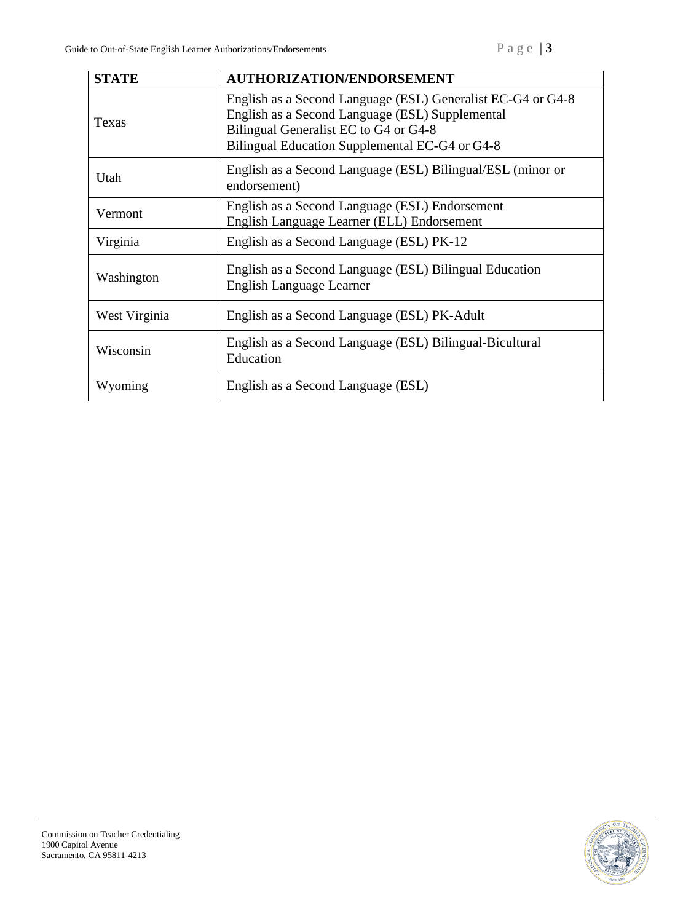| STATE | AUTHORIZATION/ENDORSEMENT |
|---|---|
| Texas | English as a Second Language (ESL) Generalist EC-G4 or G4-8<br>English as a Second Language (ESL) Supplemental<br>Bilingual Generalist EC to G4 or G4-8<br>Bilingual Education Supplemental EC-G4 or G4-8 |
| Utah | English as a Second Language (ESL) Bilingual/ESL (minor or endorsement) |
| Vermont | English as a Second Language (ESL) Endorsement<br>English Language Learner (ELL) Endorsement |
| Virginia | English as a Second Language (ESL) PK-12 |
| Washington | English as a Second Language (ESL) Bilingual Education<br>English Language Learner |
| West Virginia | English as a Second Language (ESL) PK-Adult |
| Wisconsin | English as a Second Language (ESL) Bilingual-Bicultural Education |
| Wyoming | English as a Second Language (ESL) |